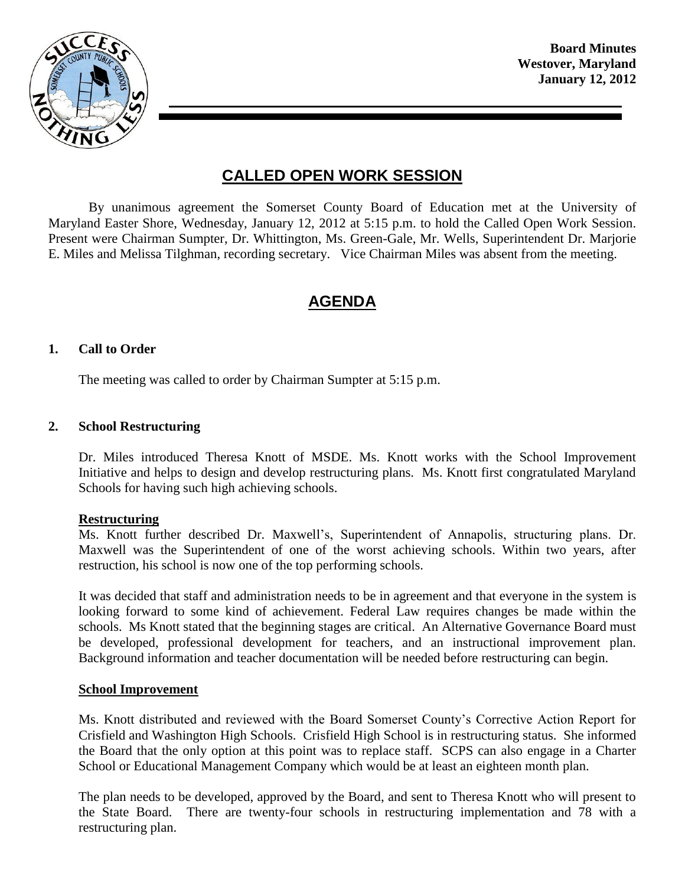**Board Minutes**
**Westover, Maryland**
**January 12, 2012**

# CALLED OPEN WORK SESSION

By unanimous agreement the Somerset County Board of Education met at the University of Maryland Easter Shore, Wednesday, January 12, 2012 at 5:15 p.m. to hold the Called Open Work Session. Present were Chairman Sumpter, Dr. Whittington, Ms. Green-Gale, Mr. Wells, Superintendent Dr. Marjorie E. Miles and Melissa Tilghman, recording secretary. Vice Chairman Miles was absent from the meeting.

# AGENDA

## 1. Call to Order

The meeting was called to order by Chairman Sumpter at 5:15 p.m.

## 2. School Restructuring

Dr. Miles introduced Theresa Knott of MSDE. Ms. Knott works with the School Improvement Initiative and helps to design and develop restructuring plans. Ms. Knott first congratulated Maryland Schools for having such high achieving schools.

### Restructuring

Ms. Knott further described Dr. Maxwell's, Superintendent of Annapolis, structuring plans. Dr. Maxwell was the Superintendent of one of the worst achieving schools. Within two years, after restruction, his school is now one of the top performing schools.

It was decided that staff and administration needs to be in agreement and that everyone in the system is looking forward to some kind of achievement. Federal Law requires changes be made within the schools. Ms Knott stated that the beginning stages are critical. An Alternative Governance Board must be developed, professional development for teachers, and an instructional improvement plan. Background information and teacher documentation will be needed before restructuring can begin.

### School Improvement

Ms. Knott distributed and reviewed with the Board Somerset County's Corrective Action Report for Crisfield and Washington High Schools. Crisfield High School is in restructuring status. She informed the Board that the only option at this point was to replace staff. SCPS can also engage in a Charter School or Educational Management Company which would be at least an eighteen month plan.

The plan needs to be developed, approved by the Board, and sent to Theresa Knott who will present to the State Board. There are twenty-four schools in restructuring implementation and 78 with a restructuring plan.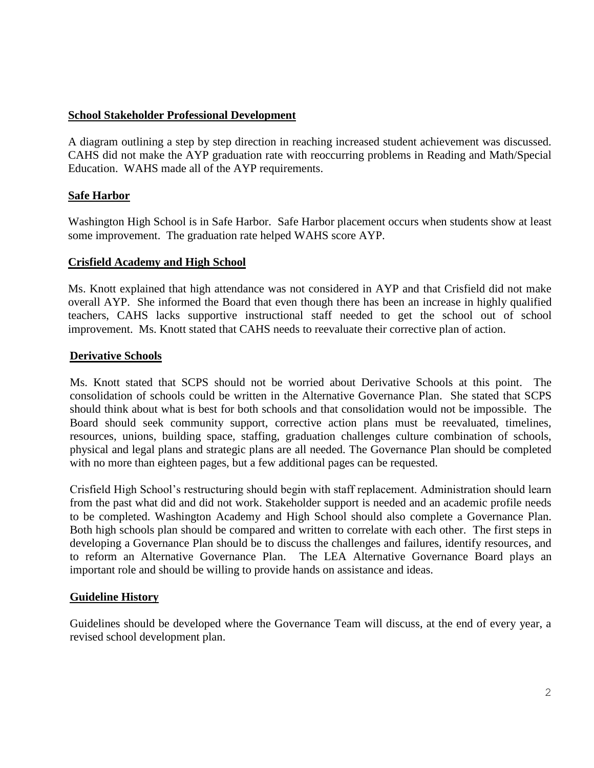**School Stakeholder Professional Development**

A diagram outlining a step by step direction in reaching increased student achievement was discussed. CAHS did not make the AYP graduation rate with reoccurring problems in Reading and Math/Special Education. WAHS made all of the AYP requirements.

**Safe Harbor**

Washington High School is in Safe Harbor. Safe Harbor placement occurs when students show at least some improvement. The graduation rate helped WAHS score AYP.

**Crisfield Academy and High School**

Ms. Knott explained that high attendance was not considered in AYP and that Crisfield did not make overall AYP. She informed the Board that even though there has been an increase in highly qualified teachers, CAHS lacks supportive instructional staff needed to get the school out of school improvement. Ms. Knott stated that CAHS needs to reevaluate their corrective plan of action.

**Derivative Schools**

Ms. Knott stated that SCPS should not be worried about Derivative Schools at this point. The consolidation of schools could be written in the Alternative Governance Plan. She stated that SCPS should think about what is best for both schools and that consolidation would not be impossible. The Board should seek community support, corrective action plans must be reevaluated, timelines, resources, unions, building space, staffing, graduation challenges culture combination of schools, physical and legal plans and strategic plans are all needed. The Governance Plan should be completed with no more than eighteen pages, but a few additional pages can be requested.

Crisfield High School's restructuring should begin with staff replacement. Administration should learn from the past what did and did not work. Stakeholder support is needed and an academic profile needs to be completed. Washington Academy and High School should also complete a Governance Plan. Both high schools plan should be compared and written to correlate with each other. The first steps in developing a Governance Plan should be to discuss the challenges and failures, identify resources, and to reform an Alternative Governance Plan. The LEA Alternative Governance Board plays an important role and should be willing to provide hands on assistance and ideas.

**Guideline History**

Guidelines should be developed where the Governance Team will discuss, at the end of every year, a revised school development plan.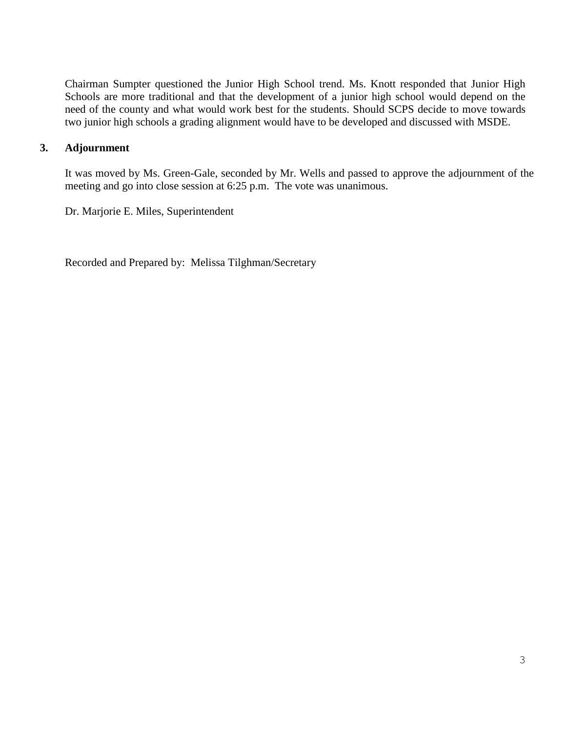Chairman Sumpter questioned the Junior High School trend. Ms. Knott responded that Junior High Schools are more traditional and that the development of a junior high school would depend on the need of the county and what would work best for the students. Should SCPS decide to move towards two junior high schools a grading alignment would have to be developed and discussed with MSDE.

**3. Adjournment**

It was moved by Ms. Green-Gale, seconded by Mr. Wells and passed to approve the adjournment of the meeting and go into close session at 6:25 p.m. The vote was unanimous.

Dr. Marjorie E. Miles, Superintendent

Recorded and Prepared by: Melissa Tilghman/Secretary